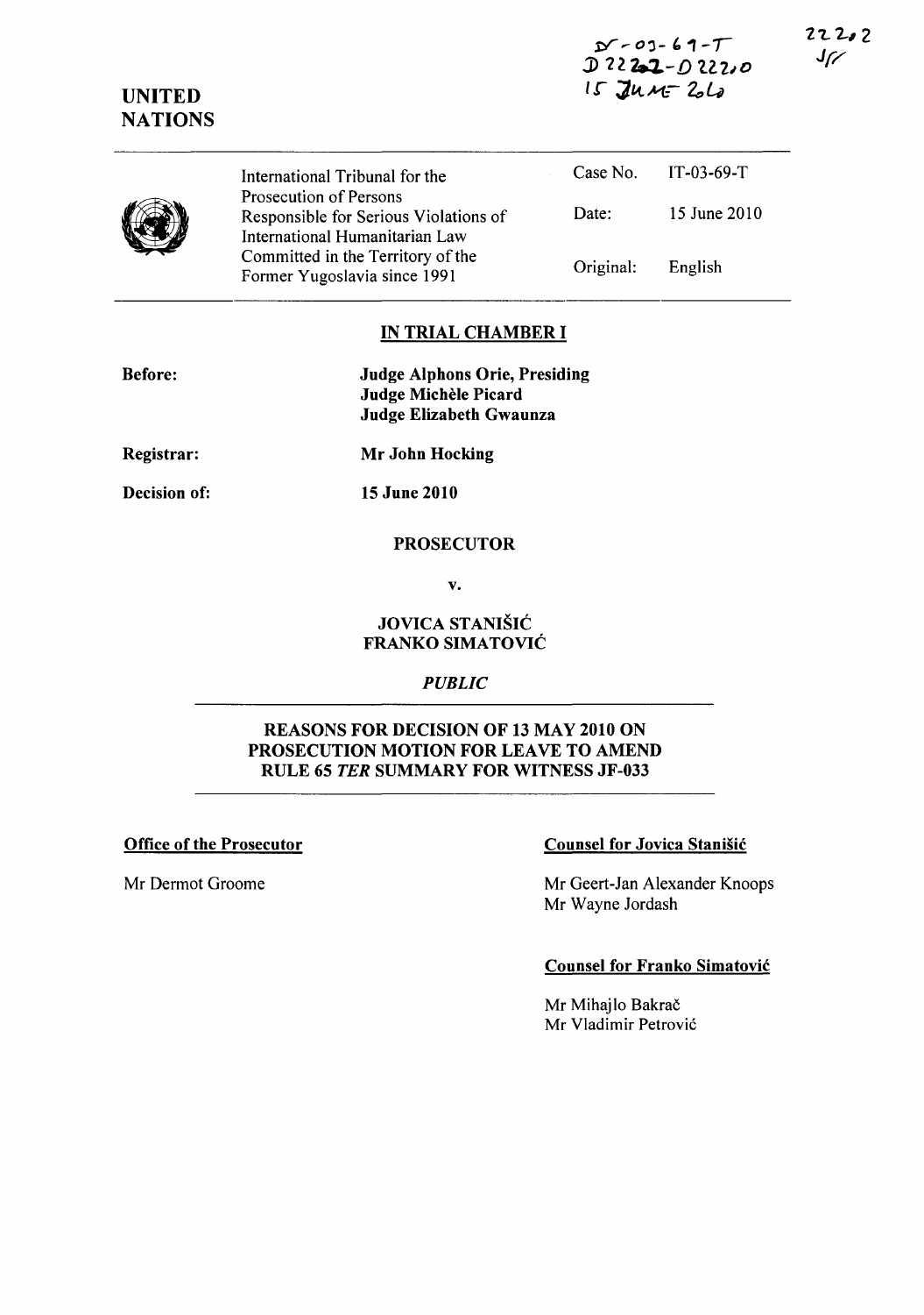IT-03-69-T
D22202-D22200
15 JUNE 2010

22202
JF

UNITED NATIONS

| International Tribunal for the Prosecution of Persons Responsible for Serious Violations of International Humanitarian Law Committed in the Territory of the Former Yugoslavia since 1991 | Case No. | IT-03-69-T |
|---|---|---|
| | Date: | 15 June 2010 |
| | Original: | English |

## IN TRIAL CHAMBER I

**Before:** **Judge Alphons Orie, Presiding**
**Judge Michèle Picard**
**Judge Elizabeth Gwaunza**

**Registrar:** **Mr John Hocking**

**Decision of:** **15 June 2010**

**PROSECUTOR**

**v.**

**JOVICA STANIŠIĆ**
**FRANKO SIMATOVIĆ**

***PUBLIC***

**REASONS FOR DECISION OF 13 MAY 2010 ON PROSECUTION MOTION FOR LEAVE TO AMEND RULE 65 *TER* SUMMARY FOR WITNESS JF-033**

**Office of the Prosecutor**

Mr Dermot Groome

**Counsel for Jovica Stanišić**

Mr Geert-Jan Alexander Knoops
Mr Wayne Jordash

**Counsel for Franko Simatović**

Mr Mihajlo Bakrač
Mr Vladimir Petrović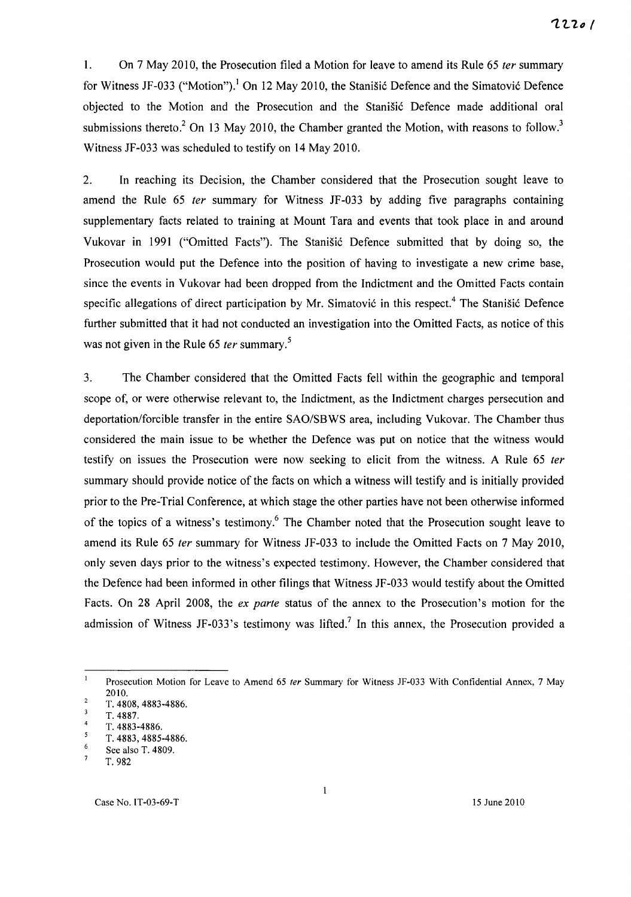1. On 7 May 2010, the Prosecution filed a Motion for leave to amend its Rule 65 *ter* summary for Witness JF-033 ("Motion").[1] On 12 May 2010, the Stanišić Defence and the Simatović Defence objected to the Motion and the Prosecution and the Stanišić Defence made additional oral submissions thereto.[2] On 13 May 2010, the Chamber granted the Motion, with reasons to follow.[3] Witness JF-033 was scheduled to testify on 14 May 2010.

2. In reaching its Decision, the Chamber considered that the Prosecution sought leave to amend the Rule 65 *ter* summary for Witness JF-033 by adding five paragraphs containing supplementary facts related to training at Mount Tara and events that took place in and around Vukovar in 1991 ("Omitted Facts"). The Stanišić Defence submitted that by doing so, the Prosecution would put the Defence into the position of having to investigate a new crime base, since the events in Vukovar had been dropped from the Indictment and the Omitted Facts contain specific allegations of direct participation by Mr. Simatović in this respect.[4] The Stanišić Defence further submitted that it had not conducted an investigation into the Omitted Facts, as notice of this was not given in the Rule 65 *ter* summary.[5]

3. The Chamber considered that the Omitted Facts fell within the geographic and temporal scope of, or were otherwise relevant to, the Indictment, as the Indictment charges persecution and deportation/forcible transfer in the entire SAO/SBWS area, including Vukovar. The Chamber thus considered the main issue to be whether the Defence was put on notice that the witness would testify on issues the Prosecution were now seeking to elicit from the witness. A Rule 65 *ter* summary should provide notice of the facts on which a witness will testify and is initially provided prior to the Pre-Trial Conference, at which stage the other parties have not been otherwise informed of the topics of a witness's testimony.[6] The Chamber noted that the Prosecution sought leave to amend its Rule 65 *ter* summary for Witness JF-033 to include the Omitted Facts on 7 May 2010, only seven days prior to the witness's expected testimony. However, the Chamber considered that the Defence had been informed in other filings that Witness JF-033 would testify about the Omitted Facts. On 28 April 2008, the *ex parte* status of the annex to the Prosecution's motion for the admission of Witness JF-033's testimony was lifted.[7] In this annex, the Prosecution provided a

---

[1] Prosecution Motion for Leave to Amend 65 *ter* Summary for Witness JF-033 With Confidential Annex, 7 May 2010.

[2] T. 4808, 4883-4886.

[3] T. 4887.

[4] T. 4883-4886.

[5] T. 4883, 4885-4886.

[6] See also T. 4809.

[7] T. 982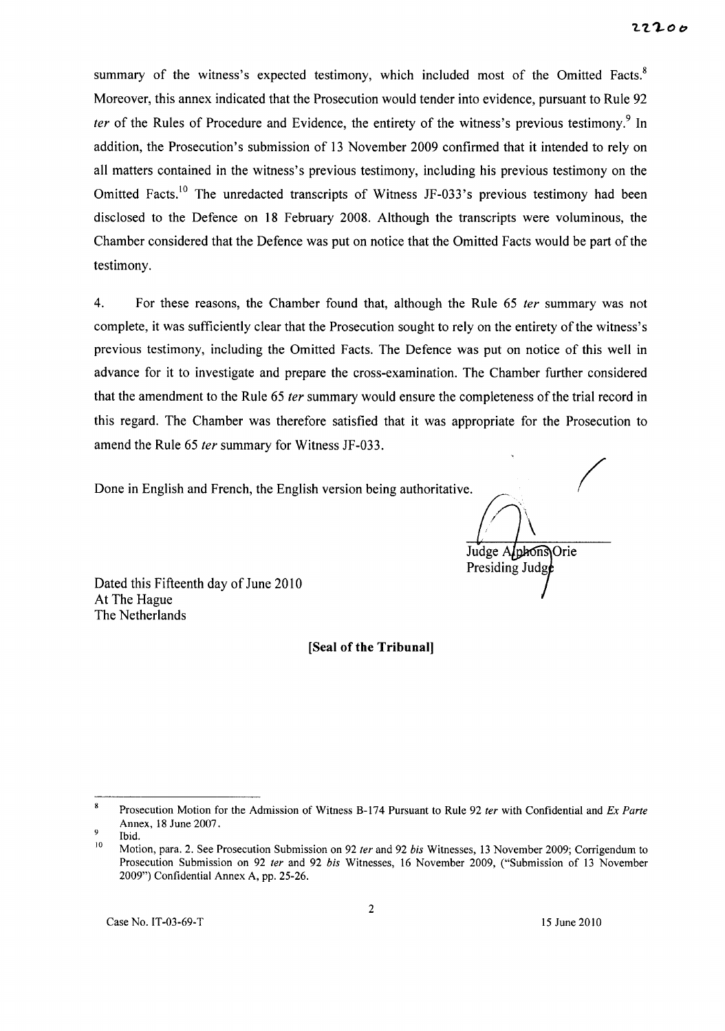summary of the witness's expected testimony, which included most of the Omitted Facts.[8] Moreover, this annex indicated that the Prosecution would tender into evidence, pursuant to Rule 92 *ter* of the Rules of Procedure and Evidence, the entirety of the witness's previous testimony.[9] In addition, the Prosecution's submission of 13 November 2009 confirmed that it intended to rely on all matters contained in the witness's previous testimony, including his previous testimony on the Omitted Facts.[10] The unredacted transcripts of Witness JF-033's previous testimony had been disclosed to the Defence on 18 February 2008. Although the transcripts were voluminous, the Chamber considered that the Defence was put on notice that the Omitted Facts would be part of the testimony.

4. For these reasons, the Chamber found that, although the Rule 65 *ter* summary was not complete, it was sufficiently clear that the Prosecution sought to rely on the entirety of the witness's previous testimony, including the Omitted Facts. The Defence was put on notice of this well in advance for it to investigate and prepare the cross-examination. The Chamber further considered that the amendment to the Rule 65 *ter* summary would ensure the completeness of the trial record in this regard. The Chamber was therefore satisfied that it was appropriate for the Prosecution to amend the Rule 65 *ter* summary for Witness JF-033.

Done in English and French, the English version being authoritative.

Judge Alphons Orie
Presiding Judge

Dated this Fifteenth day of June 2010
At The Hague
The Netherlands

**[Seal of the Tribunal]**

---

[8] Prosecution Motion for the Admission of Witness B-174 Pursuant to Rule 92 *ter* with Confidential and *Ex Parte* Annex, 18 June 2007.

[9] Ibid.

[10] Motion, para. 2. See Prosecution Submission on 92 *ter* and 92 *bis* Witnesses, 13 November 2009; Corrigendum to Prosecution Submission on 92 *ter* and 92 *bis* Witnesses, 16 November 2009, ("Submission of 13 November 2009") Confidential Annex A, pp. 25-26.